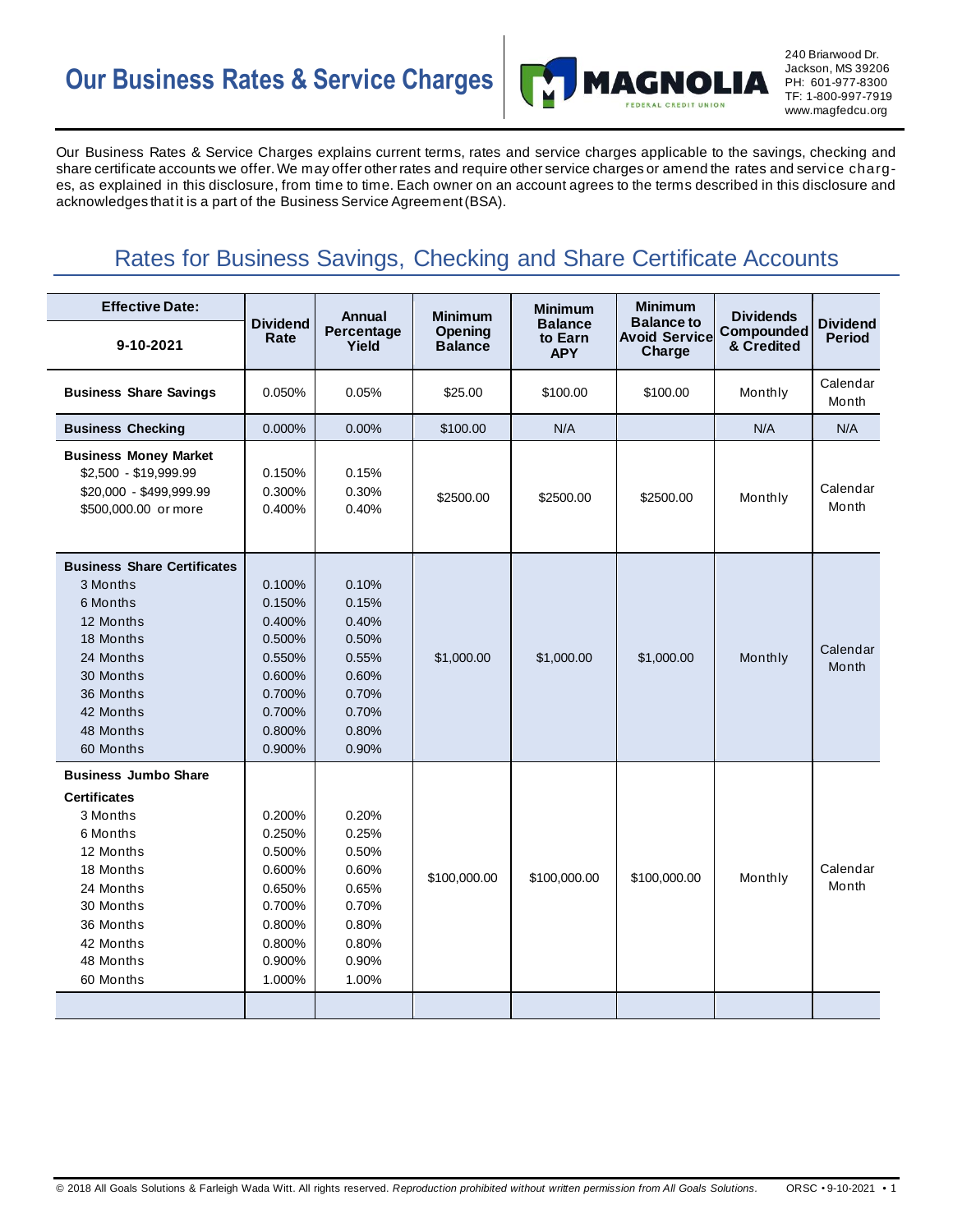# Our Business Rates & Service Charges

MAGNOLIA FEDERAL CREDIT UNION

240 Briarwood Dr.
Jackson, MS 39206
PH: 601-977-8300
TF: 1-800-997-7919
www.magfedcu.org

Our Business Rates & Service Charges explains current terms, rates and service charges applicable to the savings, checking and share certificate accounts we offer. We may offer other rates and require other service charges or amend the rates and service charges, as explained in this disclosure, from time to time. Each owner on an account agrees to the terms described in this disclosure and acknowledges that it is a part of the Business Service Agreement (BSA).

## Rates for Business Savings, Checking and Share Certificate Accounts

| Effective Date: 9-10-2021 | Dividend Rate | Annual Percentage Yield | Minimum Opening Balance | Minimum Balance to Earn APY | Minimum Balance to Avoid Service Charge | Dividends Compounded & Credited | Dividend Period |
|---|---|---|---|---|---|---|---|
| **Business Share Savings** | 0.050% | 0.05% | $25.00 | $100.00 | $100.00 | Monthly | Calendar Month |
| **Business Checking** | 0.000% | 0.00% | $100.00 | N/A | | N/A | N/A |
| **Business Money Market** | | | $2500.00 | $2500.00 | $2500.00 | Monthly | Calendar Month |
| $2,500 - $19,999.99 | 0.150% | 0.15% | | | | | |
| $20,000 - $499,999.99 | 0.300% | 0.30% | | | | | |
| $500,000.00 or more | 0.400% | 0.40% | | | | | |
| **Business Share Certificates** | | | $1,000.00 | $1,000.00 | $1,000.00 | Monthly | Calendar Month |
| 3 Months | 0.100% | 0.10% | | | | | |
| 6 Months | 0.150% | 0.15% | | | | | |
| 12 Months | 0.400% | 0.40% | | | | | |
| 18 Months | 0.500% | 0.50% | | | | | |
| 24 Months | 0.550% | 0.55% | | | | | |
| 30 Months | 0.600% | 0.60% | | | | | |
| 36 Months | 0.700% | 0.70% | | | | | |
| 42 Months | 0.700% | 0.70% | | | | | |
| 48 Months | 0.800% | 0.80% | | | | | |
| 60 Months | 0.900% | 0.90% | | | | | |
| **Business Jumbo Share Certificates** | | | $100,000.00 | $100,000.00 | $100,000.00 | Monthly | Calendar Month |
| 3 Months | 0.200% | 0.20% | | | | | |
| 6 Months | 0.250% | 0.25% | | | | | |
| 12 Months | 0.500% | 0.50% | | | | | |
| 18 Months | 0.600% | 0.60% | | | | | |
| 24 Months | 0.650% | 0.65% | | | | | |
| 30 Months | 0.700% | 0.70% | | | | | |
| 36 Months | 0.800% | 0.80% | | | | | |
| 42 Months | 0.800% | 0.80% | | | | | |
| 48 Months | 0.900% | 0.90% | | | | | |
| 60 Months | 1.000% | 1.00% | | | | | |

© 2018 All Goals Solutions & Farleigh Wada Witt. All rights reserved. *Reproduction prohibited without written permission from All Goals Solutions.* ORSC • 9-10-2021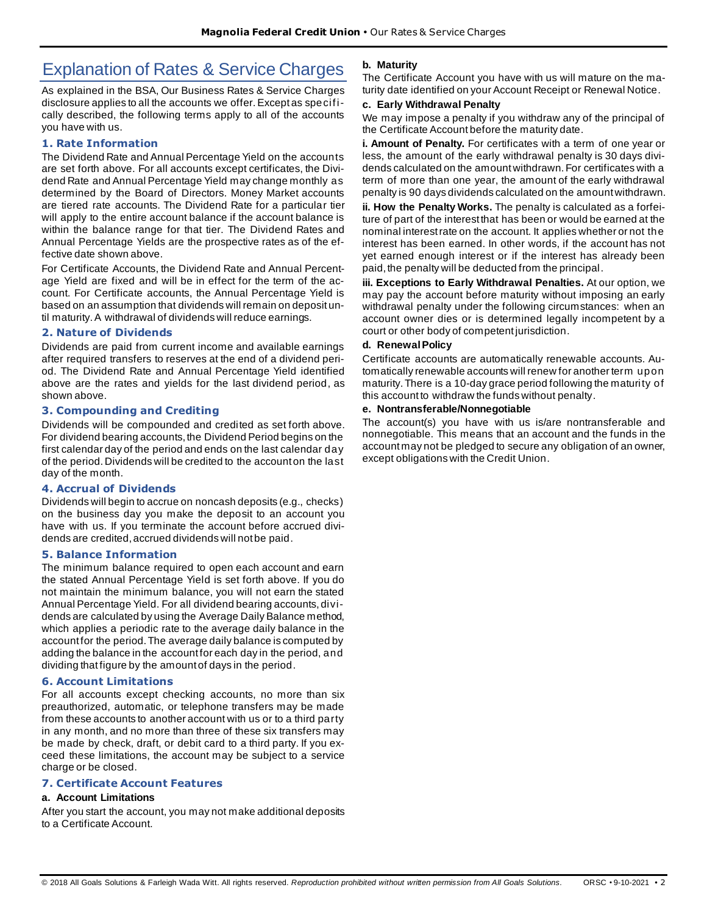# Explanation of Rates & Service Charges

As explained in the BSA, Our Business Rates & Service Charges disclosure applies to all the accounts we offer. Except as specifically described, the following terms apply to all of the accounts you have with us.

## 1. Rate Information

The Dividend Rate and Annual Percentage Yield on the accounts are set forth above. For all accounts except certificates, the Dividend Rate and Annual Percentage Yield may change monthly as determined by the Board of Directors. Money Market accounts are tiered rate accounts. The Dividend Rate for a particular tier will apply to the entire account balance if the account balance is within the balance range for that tier. The Dividend Rates and Annual Percentage Yields are the prospective rates as of the effective date shown above.

For Certificate Accounts, the Dividend Rate and Annual Percentage Yield are fixed and will be in effect for the term of the account. For Certificate accounts, the Annual Percentage Yield is based on an assumption that dividends will remain on deposit until maturity. A withdrawal of dividends will reduce earnings.

## 2. Nature of Dividends

Dividends are paid from current income and available earnings after required transfers to reserves at the end of a dividend period. The Dividend Rate and Annual Percentage Yield identified above are the rates and yields for the last dividend period, as shown above.

## 3. Compounding and Crediting

Dividends will be compounded and credited as set forth above. For dividend bearing accounts, the Dividend Period begins on the first calendar day of the period and ends on the last calendar day of the period. Dividends will be credited to the account on the last day of the month.

## 4. Accrual of Dividends

Dividends will begin to accrue on noncash deposits (e.g., checks) on the business day you make the deposit to an account you have with us. If you terminate the account before accrued dividends are credited, accrued dividends will not be paid.

## 5. Balance Information

The minimum balance required to open each account and earn the stated Annual Percentage Yield is set forth above. If you do not maintain the minimum balance, you will not earn the stated Annual Percentage Yield. For all dividend bearing accounts, dividends are calculated by using the Average Daily Balance method, which applies a periodic rate to the average daily balance in the account for the period. The average daily balance is computed by adding the balance in the account for each day in the period, and dividing that figure by the amount of days in the period.

## 6. Account Limitations

For all accounts except checking accounts, no more than six preauthorized, automatic, or telephone transfers may be made from these accounts to another account with us or to a third party in any month, and no more than three of these six transfers may be made by check, draft, or debit card to a third party. If you exceed these limitations, the account may be subject to a service charge or be closed.

## 7. Certificate Account Features

### a. Account Limitations

After you start the account, you may not make additional deposits to a Certificate Account.

### b. Maturity

The Certificate Account you have with us will mature on the maturity date identified on your Account Receipt or Renewal Notice.

### c. Early Withdrawal Penalty

We may impose a penalty if you withdraw any of the principal of the Certificate Account before the maturity date.

**i. Amount of Penalty.** For certificates with a term of one year or less, the amount of the early withdrawal penalty is 30 days dividends calculated on the amount withdrawn. For certificates with a term of more than one year, the amount of the early withdrawal penalty is 90 days dividends calculated on the amount withdrawn.

**ii. How the Penalty Works.** The penalty is calculated as a forfeiture of part of the interest that has been or would be earned at the nominal interest rate on the account. It applies whether or not the interest has been earned. In other words, if the account has not yet earned enough interest or if the interest has already been paid, the penalty will be deducted from the principal.

**iii. Exceptions to Early Withdrawal Penalties.** At our option, we may pay the account before maturity without imposing an early withdrawal penalty under the following circumstances: when an account owner dies or is determined legally incompetent by a court or other body of competent jurisdiction.

### d. Renewal Policy

Certificate accounts are automatically renewable accounts. Automatically renewable accounts will renew for another term upon maturity. There is a 10-day grace period following the maturity of this account to withdraw the funds without penalty.

### e. Nontransferable/Nonnegotiable

The account(s) you have with us is/are nontransferable and nonnegotiable. This means that an account and the funds in the account may not be pledged to secure any obligation of an owner, except obligations with the Credit Union.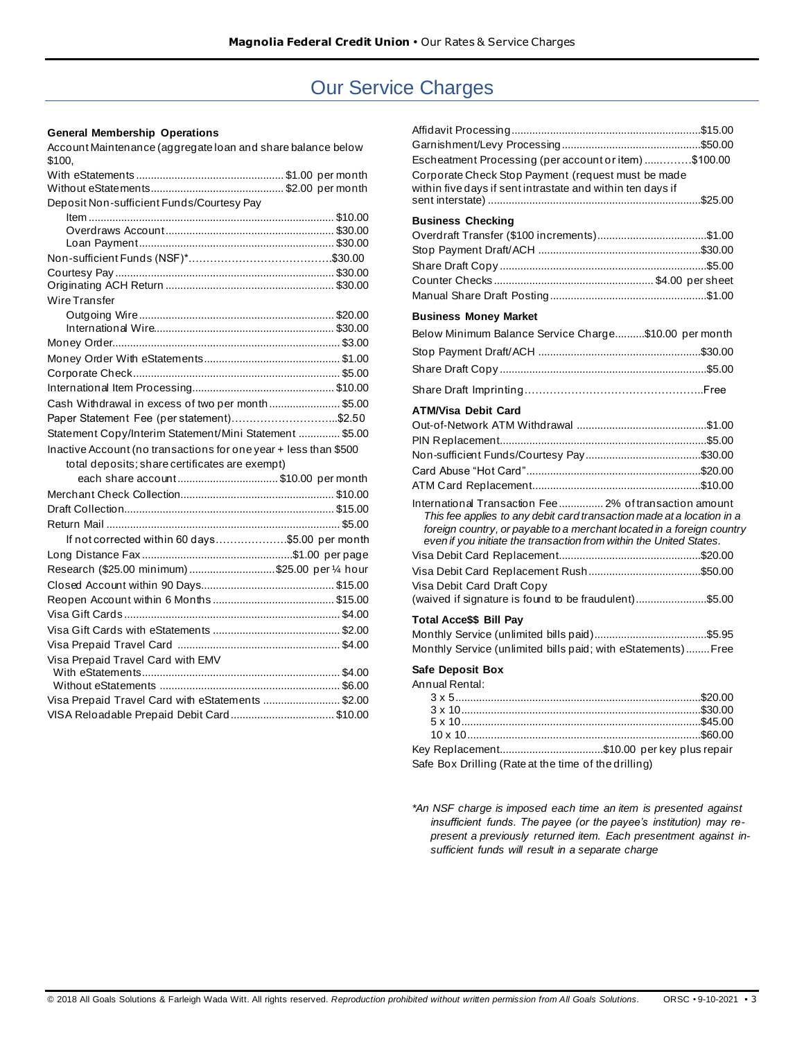# Our Service Charges

**General Membership Operations**

| | |
|---|---|
| Account Maintenance (aggregate loan and share balance below $100, | |
| With eStatements | $1.00 per month |
| Without eStatements | $2.00 per month |
| Deposit Non-sufficient Funds/Courtesy Pay | |
| Item | $10.00 |
| Overdraws Account | $30.00 |
| Loan Payment | $30.00 |
| Non-sufficient Funds (NSF)* | $30.00 |
| Courtesy Pay | $30.00 |
| Originating ACH Return | $30.00 |
| Wire Transfer | |
| Outgoing Wire | $20.00 |
| International Wire | $30.00 |
| Money Order | $3.00 |
| Money Order With eStatements | $1.00 |
| Corporate Check | $5.00 |
| International Item Processing | $10.00 |
| Cash Withdrawal in excess of two per month | $5.00 |
| Paper Statement Fee (per statement) | $2.50 |
| Statement Copy/Interim Statement/Mini Statement | $5.00 |
| Inactive Account (no transactions for one year + less than $500 total deposits; share certificates are exempt) | |
| each share account | $10.00 per month |
| Merchant Check Collection | $10.00 |
| Draft Collection | $15.00 |
| Return Mail | $5.00 |
| If not corrected within 60 days | $5.00 per month |
| Long Distance Fax | $1.00 per page |
| Research ($25.00 minimum) | $25.00 per ¼ hour |
| Closed Account within 90 Days | $15.00 |
| Reopen Account within 6 Months | $15.00 |
| Visa Gift Cards | $4.00 |
| Visa Gift Cards with eStatements | $2.00 |
| Visa Prepaid Travel Card | $4.00 |
| Visa Prepaid Travel Card with EMV | |
| With eStatements | $4.00 |
| Without eStatements | $6.00 |
| Visa Prepaid Travel Card with eStatements | $2.00 |
| VISA Reloadable Prepaid Debit Card | $10.00 |
| Affidavit Processing | $15.00 |
| Garnishment/Levy Processing | $50.00 |
| Escheatment Processing (per account or item) | $100.00 |
| Corporate Check Stop Payment (request must be made within five days if sent intrastate and within ten days if sent interstate) | $25.00 |

**Business Checking**

| | |
|---|---|
| Overdraft Transfer ($100 increments) | $1.00 |
| Stop Payment Draft/ACH | $30.00 |
| Share Draft Copy | $5.00 |
| Counter Checks | $4.00 per sheet |
| Manual Share Draft Posting | $1.00 |

**Business Money Market**

| | |
|---|---|
| Below Minimum Balance Service Charge | $10.00 per month |
| Stop Payment Draft/ACH | $30.00 |
| Share Draft Copy | $5.00 |
| Share Draft Imprinting | Free |

**ATM/Visa Debit Card**

| | |
|---|---|
| Out-of-Network ATM Withdrawal | $1.00 |
| PIN Replacement | $5.00 |
| Non-sufficient Funds/Courtesy Pay | $30.00 |
| Card Abuse "Hot Card" | $20.00 |
| ATM Card Replacement | $10.00 |
| International Transaction Fee | 2% of transaction amount |

*This fee applies to any debit card transaction made at a location in a foreign country, or payable to a merchant located in a foreign country even if you initiate the transaction from within the United States.*

| | |
|---|---|
| Visa Debit Card Replacement | $20.00 |
| Visa Debit Card Replacement Rush | $50.00 |
| Visa Debit Card Draft Copy (waived if signature is found to be fraudulent) | $5.00 |

**Total Acce$$ Bill Pay**

| | |
|---|---|
| Monthly Service (unlimited bills paid) | $5.95 |
| Monthly Service (unlimited bills paid; with eStatements) | Free |

**Safe Deposit Box**

| | |
|---|---|
| Annual Rental: | |
| 3 x 5 | $20.00 |
| 3 x 10 | $30.00 |
| 5 x 10 | $45.00 |
| 10 x 10 | $60.00 |
| Key Replacement | $10.00 per key plus repair |
| Safe Box Drilling (Rate at the time of the drilling) | |

*\*An NSF charge is imposed each time an item is presented against insufficient funds. The payee (or the payee's institution) may re-present a previously returned item. Each presentment against insufficient funds will result in a separate charge*